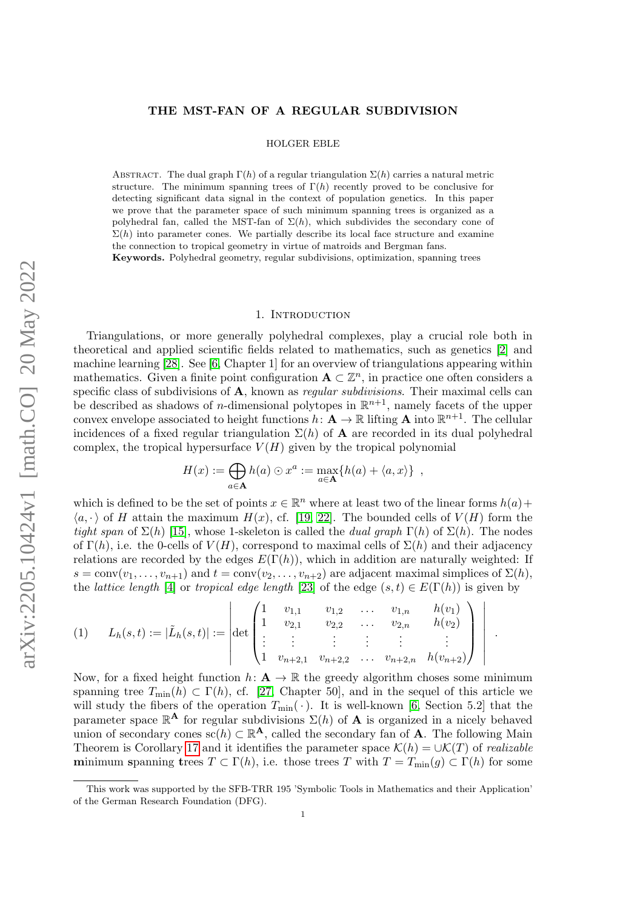# THE MST-FAN OF A REGULAR SUBDIVISION

HOLGER EBLE

Abstract. The dual graph $\Gamma(h)$ of a regular triangulation $\Sigma(h)$ carries a natural metric structure. The minimum spanning trees of $\Gamma(h)$ recently proved to be conclusive for detecting significant data signal in the context of population genetics. In this paper we prove that the parameter space of such minimum spanning trees is organized as a polyhedral fan, called the MST-fan of $\Sigma(h)$, which subdivides the secondary cone of $\Sigma(h)$ into parameter cones. We partially describe its local face structure and examine the connection to tropical geometry in virtue of matroids and Bergman fans.

**Keywords.** Polyhedral geometry, regular subdivisions, optimization, spanning trees

## 1. Introduction

Triangulations, or more generally polyhedral complexes, play a crucial role both in theoretical and applied scientific fields related to mathematics, such as genetics [2] and machine learning [28]. See [6, Chapter 1] for an overview of triangulations appearing within mathematics. Given a finite point configuration $\mathbf{A} \subset \mathbb{Z}^n$, in practice one often considers a specific class of subdivisions of $\mathbf{A}$, known as *regular subdivisions*. Their maximal cells can be described as shadows of $n$-dimensional polytopes in $\mathbb{R}^{n+1}$, namely facets of the upper convex envelope associated to height functions $h\colon \mathbf{A} \to \mathbb{R}$ lifting $\mathbf{A}$ into $\mathbb{R}^{n+1}$. The cellular incidences of a fixed regular triangulation $\Sigma(h)$ of $\mathbf{A}$ are recorded in its dual polyhedral complex, the tropical hypersurface $V(H)$ given by the tropical polynomial

$$H(x) := \bigoplus_{a\in\mathbf{A}} h(a) \odot x^a := \max_{a\in\mathbf{A}}\{h(a) + \langle a, x\rangle\} \ ,$$

which is defined to be the set of points $x \in \mathbb{R}^n$ where at least two of the linear forms $h(a)+\langle a, \cdot\rangle$ of $H$ attain the maximum $H(x)$, cf. [19, 22]. The bounded cells of $V(H)$ form the *tight span* of $\Sigma(h)$ [15], whose 1-skeleton is called the *dual graph* $\Gamma(h)$ of $\Sigma(h)$. The nodes of $\Gamma(h)$, i.e. the 0-cells of $V(H)$, correspond to maximal cells of $\Sigma(h)$ and their adjacency relations are recorded by the edges $E(\Gamma(h))$, which in addition are naturally weighted: If $s = \operatorname{conv}(v_1, \ldots, v_{n+1})$ and $t = \operatorname{conv}(v_2, \ldots, v_{n+2})$ are adjacent maximal simplices of $\Sigma(h)$, the *lattice length* [4] or *tropical edge length* [23] of the edge $(s, t) \in E(\Gamma(h))$ is given by

$$L_h(s,t) := |\tilde{L}_h(s,t)| := \left| \det \begin{pmatrix} 1 & v_{1,1} & v_{1,2} & \ldots & v_{1,n} & h(v_1) \\ 1 & v_{2,1} & v_{2,2} & \ldots & v_{2,n} & h(v_2) \\ \vdots & \vdots & \vdots & \vdots & \vdots & \vdots \\ 1 & v_{n+2,1} & v_{n+2,2} & \ldots & v_{n+2,n} & h(v_{n+2}) \end{pmatrix} \right| \ . \tag{1}$$

Now, for a fixed height function $h\colon \mathbf{A} \to \mathbb{R}$ the greedy algorithm choses some minimum spanning tree $T_{\min}(h) \subset \Gamma(h)$, cf. [27, Chapter 50], and in the sequel of this article we will study the fibers of the operation $T_{\min}(\,\cdot\,)$. It is well-known [6, Section 5.2] that the parameter space $\mathbb{R}^{\mathbf{A}}$ for regular subdivisions $\Sigma(h)$ of $\mathbf{A}$ is organized in a nicely behaved union of secondary cones $\operatorname{sc}(h) \subset \mathbb{R}^{\mathbf{A}}$, called the secondary fan of $\mathbf{A}$. The following Main Theorem is Corollary 17 and it identifies the parameter space $\mathcal{K}(h) = \cup\mathcal{K}(T)$ of *realizable* **m**inimum **s**panning **t**rees $T \subset \Gamma(h)$, i.e. those trees $T$ with $T = T_{\min}(g) \subset \Gamma(h)$ for some

This work was supported by the SFB-TRR 195 'Symbolic Tools in Mathematics and their Application' of the German Research Foundation (DFG).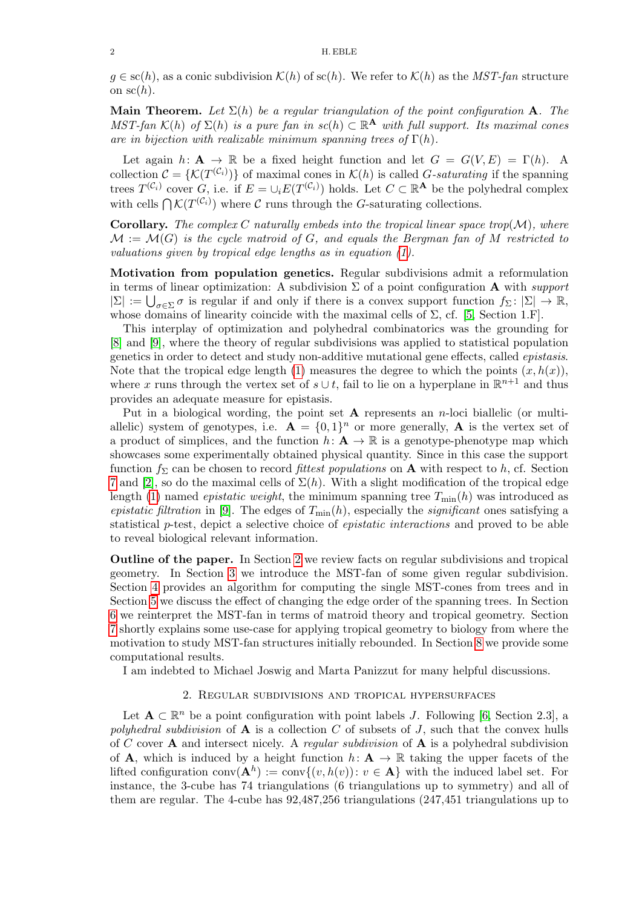$g \in \text{sc}(h)$, as a conic subdivision $\mathcal{K}(h)$ of $\text{sc}(h)$. We refer to $\mathcal{K}(h)$ as the *MST-fan* structure on $\text{sc}(h)$.

**Main Theorem.** *Let $\Sigma(h)$ be a regular triangulation of the point configuration $\mathbf{A}$. The MST-fan $\mathcal{K}(h)$ of $\Sigma(h)$ is a pure fan in $sc(h) \subset \mathbb{R}^{\mathbf{A}}$ with full support. Its maximal cones are in bijection with realizable minimum spanning trees of $\Gamma(h)$.*

Let again $h\colon \mathbf{A} \to \mathbb{R}$ be a fixed height function and let $G = G(V, E) = \Gamma(h)$. A collection $\mathcal{C} = \{\mathcal{K}(T^{(\mathcal{C}_i)})\}$ of maximal cones in $\mathcal{K}(h)$ is called *$G$-saturating* if the spanning trees $T^{(\mathcal{C}_i)}$ cover $G$, i.e. if $E = \cup_i E(T^{(\mathcal{C}_i)})$ holds. Let $C \subset \mathbb{R}^{\mathbf{A}}$ be the polyhedral complex with cells $\bigcap \mathcal{K}(T^{(\mathcal{C}_i)})$ where $\mathcal{C}$ runs through the $G$-saturating collections.

**Corollary.** *The complex $C$ naturally embeds into the tropical linear space trop$(\mathcal{M})$, where $\mathcal{M} := \mathcal{M}(G)$ is the cycle matroid of $G$, and equals the Bergman fan of $M$ restricted to valuations given by tropical edge lengths as in equation (1).*

**Motivation from population genetics.** Regular subdivisions admit a reformulation in terms of linear optimization: A subdivision $\Sigma$ of a point configuration $\mathbf{A}$ with *support* $|\Sigma| := \bigcup_{\sigma \in \Sigma} \sigma$ is regular if and only if there is a convex support function $f_\Sigma\colon |\Sigma| \to \mathbb{R}$, whose domains of linearity coincide with the maximal cells of $\Sigma$, cf. [5, Section 1.F].

This interplay of optimization and polyhedral combinatorics was the grounding for [8] and [9], where the theory of regular subdivisions was applied to statistical population genetics in order to detect and study non-additive mutational gene effects, called *epistasis*. Note that the tropical edge length (1) measures the degree to which the points $(x, h(x))$, where $x$ runs through the vertex set of $s \cup t$, fail to lie on a hyperplane in $\mathbb{R}^{n+1}$ and thus provides an adequate measure for epistasis.

Put in a biological wording, the point set $\mathbf{A}$ represents an $n$-loci biallelic (or multi-allelic) system of genotypes, i.e. $\mathbf{A} = \{0, 1\}^n$ or more generally, $\mathbf{A}$ is the vertex set of a product of simplices, and the function $h\colon \mathbf{A} \to \mathbb{R}$ is a genotype-phenotype map which showcases some experimentally obtained physical quantity. Since in this case the support function $f_\Sigma$ can be chosen to record *fittest populations* on $\mathbf{A}$ with respect to $h$, cf. Section 7 and [2], so do the maximal cells of $\Sigma(h)$. With a slight modification of the tropical edge length (1) named *epistatic weight*, the minimum spanning tree $T_{\min}(h)$ was introduced as *epistatic filtration* in [9]. The edges of $T_{\min}(h)$, especially the *significant* ones satisfying a statistical $p$-test, depict a selective choice of *epistatic interactions* and proved to be able to reveal biological relevant information.

**Outline of the paper.** In Section 2 we review facts on regular subdivisions and tropical geometry. In Section 3 we introduce the MST-fan of some given regular subdivision. Section 4 provides an algorithm for computing the single MST-cones from trees and in Section 5 we discuss the effect of changing the edge order of the spanning trees. In Section 6 we reinterpret the MST-fan in terms of matroid theory and tropical geometry. Section 7 shortly explains some use-case for applying tropical geometry to biology from where the motivation to study MST-fan structures initially rebounded. In Section 8 we provide some computational results.

I am indebted to Michael Joswig and Marta Panizzut for many helpful discussions.

## 2. Regular subdivisions and tropical hypersurfaces

Let $\mathbf{A} \subset \mathbb{R}^n$ be a point configuration with point labels $J$. Following [6, Section 2.3], a *polyhedral subdivision* of $\mathbf{A}$ is a collection $C$ of subsets of $J$, such that the convex hulls of $C$ cover $\mathbf{A}$ and intersect nicely. A *regular subdivision* of $\mathbf{A}$ is a polyhedral subdivision of $\mathbf{A}$, which is induced by a height function $h\colon \mathbf{A} \to \mathbb{R}$ taking the upper facets of the lifted configuration $\text{conv}(\mathbf{A}^h) := \text{conv}\{(v, h(v))\colon v \in \mathbf{A}\}$ with the induced label set. For instance, the 3-cube has 74 triangulations (6 triangulations up to symmetry) and all of them are regular. The 4-cube has 92,487,256 triangulations (247,451 triangulations up to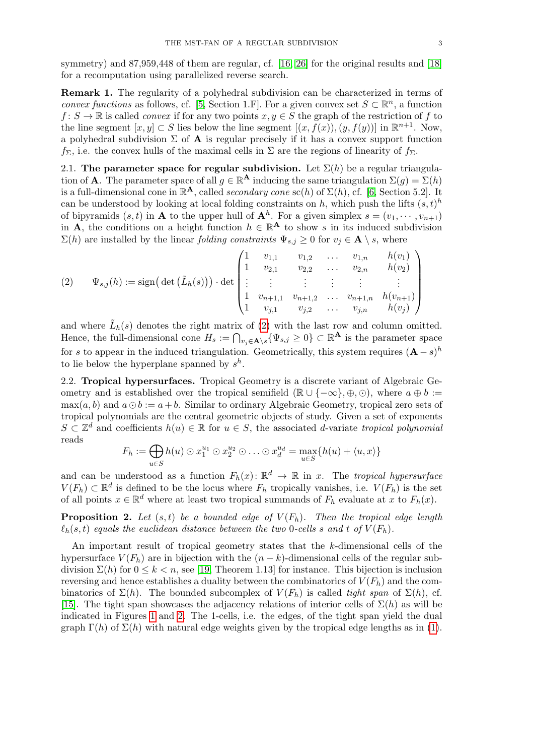symmetry) and 87,959,448 of them are regular, cf. [16, 26] for the original results and [18] for a recomputation using parallelized reverse search.

**Remark 1.** The regularity of a polyhedral subdivision can be characterized in terms of *convex functions* as follows, cf. [5, Section 1.F]. For a given convex set $S \subset \mathbb{R}^n$, a function $f\colon S \to \mathbb{R}$ is called *convex* if for any two points $x, y \in S$ the graph of the restriction of $f$ to the line segment $[x, y] \subset S$ lies below the line segment $[(x, f(x)), (y, f(y))]$ in $\mathbb{R}^{n+1}$. Now, a polyhedral subdivision $\Sigma$ of $\mathbf{A}$ is regular precisely if it has a convex support function $f_\Sigma$, i.e. the convex hulls of the maximal cells in $\Sigma$ are the regions of linearity of $f_\Sigma$.

2.1. **The parameter space for regular subdivision.** Let $\Sigma(h)$ be a regular triangulation of $\mathbf{A}$. The parameter space of all $g \in \mathbb{R}^{\mathbf{A}}$ inducing the same triangulation $\Sigma(g) = \Sigma(h)$ is a full-dimensional cone in $\mathbb{R}^{\mathbf{A}}$, called *secondary cone* $\mathrm{sc}(h)$ of $\Sigma(h)$, cf. [6, Section 5.2]. It can be understood by looking at local folding constraints on $h$, which push the lifts $(s,t)^h$ of bipyramids $(s,t)$ in $\mathbf{A}$ to the upper hull of $\mathbf{A}^h$. For a given simplex $s = (v_1, \cdots, v_{n+1})$ in $\mathbf{A}$, the conditions on a height function $h \in \mathbb{R}^{\mathbf{A}}$ to show $s$ in its induced subdivision $\Sigma(h)$ are installed by the linear *folding constraints* $\Psi_{s,j} \geq 0$ for $v_j \in \mathbf{A} \setminus s$, where

$$
(2) \qquad \Psi_{s,j}(h) := \operatorname{sign}\big(\det\big(\tilde{L}_h(s)\big)\big) \cdot \det \begin{pmatrix} 1 & v_{1,1} & v_{1,2} & \dots & v_{1,n} & h(v_1) \\ 1 & v_{2,1} & v_{2,2} & \dots & v_{2,n} & h(v_2) \\ \vdots & \vdots & \vdots & \vdots & \vdots & \vdots \\ 1 & v_{n+1,1} & v_{n+1,2} & \dots & v_{n+1,n} & h(v_{n+1}) \\ 1 & v_{j,1} & v_{j,2} & \dots & v_{j,n} & h(v_j) \end{pmatrix}
$$

and where $\tilde{L}_h(s)$ denotes the right matrix of (2) with the last row and column omitted. Hence, the full-dimensional cone $H_s := \bigcap_{v_j \in \mathbf{A} \setminus s} \{\Psi_{s,j} \geq 0\} \subset \mathbb{R}^{\mathbf{A}}$ is the parameter space for $s$ to appear in the induced triangulation. Geometrically, this system requires $(\mathbf{A} - s)^h$ to lie below the hyperplane spanned by $s^h$.

2.2. **Tropical hypersurfaces.** Tropical Geometry is a discrete variant of Algebraic Geometry and is established over the tropical semifield $(\mathbb{R} \cup \{-\infty\}, \oplus, \odot)$, where $a \oplus b := \max(a, b)$ and $a \odot b := a + b$. Similar to ordinary Algebraic Geometry, tropical zero sets of tropical polynomials are the central geometric objects of study. Given a set of exponents $S \subset \mathbb{Z}^d$ and coefficients $h(u) \in \mathbb{R}$ for $u \in S$, the associated $d$-variate *tropical polynomial* reads

$$
F_h := \bigoplus_{u \in S} h(u) \odot x_1^{u_1} \odot x_2^{u_2} \odot \ldots \odot x_d^{u_d} = \max_{u \in S}\{h(u) + \langle u, x\rangle\}
$$

and can be understood as a function $F_h(x)\colon \mathbb{R}^d \to \mathbb{R}$ in $x$. The *tropical hypersurface* $V(F_h) \subset \mathbb{R}^d$ is defined to be the locus where $F_h$ tropically vanishes, i.e. $V(F_h)$ is the set of all points $x \in \mathbb{R}^d$ where at least two tropical summands of $F_h$ evaluate at $x$ to $F_h(x)$.

**Proposition 2.** *Let $(s,t)$ be a bounded edge of $V(F_h)$. Then the tropical edge length $\ell_h(s,t)$ equals the euclidean distance between the two 0-cells $s$ and $t$ of $V(F_h)$.*

An important result of tropical geometry states that the $k$-dimensional cells of the hypersurface $V(F_h)$ are in bijection with the $(n-k)$-dimensional cells of the regular subdivision $\Sigma(h)$ for $0 \leq k < n$, see [19, Theorem 1.13] for instance. This bijection is inclusion reversing and hence establishes a duality between the combinatorics of $V(F_h)$ and the combinatorics of $\Sigma(h)$. The bounded subcomplex of $V(F_h)$ is called *tight span* of $\Sigma(h)$, cf. [15]. The tight span showcases the adjacency relations of interior cells of $\Sigma(h)$ as will be indicated in Figures 1 and 2. The 1-cells, i.e. the edges, of the tight span yield the dual graph $\Gamma(h)$ of $\Sigma(h)$ with natural edge weights given by the tropical edge lengths as in (1).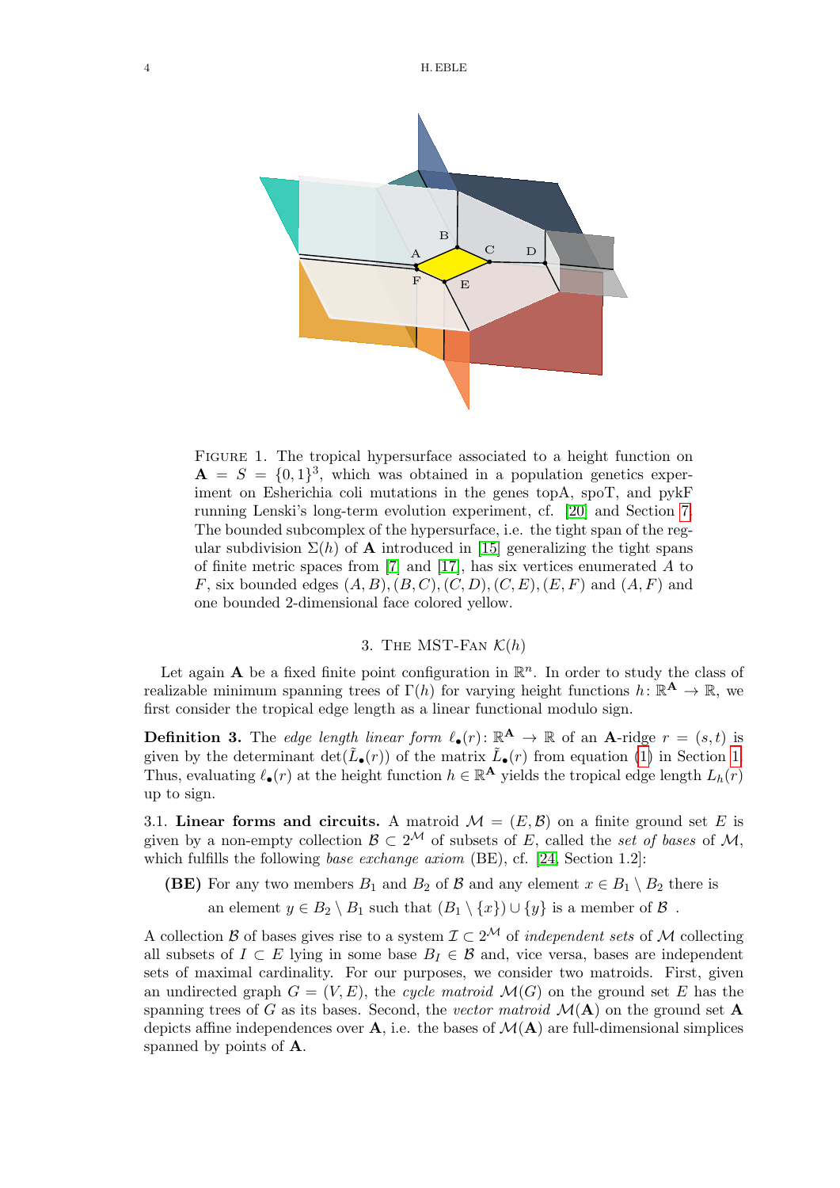FIGURE 1. The tropical hypersurface associated to a height function on $\mathbf{A} = S = \{0,1\}^3$, which was obtained in a population genetics experiment on Esherichia coli mutations in the genes topA, spoT, and pykF running Lenski's long-term evolution experiment, cf. [20] and Section 7. The bounded subcomplex of the hypersurface, i.e. the tight span of the regular subdivision $\Sigma(h)$ of $\mathbf{A}$ introduced in [15] generalizing the tight spans of finite metric spaces from [7] and [17], has six vertices enumerated $A$ to $F$, six bounded edges $(A, B), (B, C), (C, D), (C, E), (E, F)$ and $(A, F)$ and one bounded 2-dimensional face colored yellow.

## 3. The MST-Fan $\mathcal{K}(h)$

Let again $\mathbf{A}$ be a fixed finite point configuration in $\mathbb{R}^n$. In order to study the class of realizable minimum spanning trees of $\Gamma(h)$ for varying height functions $h \colon \mathbb{R}^{\mathbf{A}} \to \mathbb{R}$, we first consider the tropical edge length as a linear functional modulo sign.

**Definition 3.** The *edge length linear form* $\ell_\bullet(r) \colon \mathbb{R}^{\mathbf{A}} \to \mathbb{R}$ of an $\mathbf{A}$-ridge $r = (s,t)$ is given by the determinant $\det(\tilde{L}_\bullet(r))$ of the matrix $\tilde{L}_\bullet(r)$ from equation (1) in Section 1. Thus, evaluating $\ell_\bullet(r)$ at the height function $h \in \mathbb{R}^{\mathbf{A}}$ yields the tropical edge length $L_h(r)$ up to sign.

3.1. **Linear forms and circuits.** A matroid $\mathcal{M} = (E, \mathcal{B})$ on a finite ground set $E$ is given by a non-empty collection $\mathcal{B} \subset 2^{\mathcal{M}}$ of subsets of $E$, called the *set of bases* of $\mathcal{M}$, which fulfills the following *base exchange axiom* (BE), cf. [24, Section 1.2]:

**(BE)** For any two members $B_1$ and $B_2$ of $\mathcal{B}$ and any element $x \in B_1 \setminus B_2$ there is an element $y \in B_2 \setminus B_1$ such that $(B_1 \setminus \{x\}) \cup \{y\}$ is a member of $\mathcal{B}$ .

A collection $\mathcal{B}$ of bases gives rise to a system $\mathcal{I} \subset 2^{\mathcal{M}}$ of *independent sets* of $\mathcal{M}$ collecting all subsets of $I \subset E$ lying in some base $B_I \in \mathcal{B}$ and, vice versa, bases are independent sets of maximal cardinality. For our purposes, we consider two matroids. First, given an undirected graph $G = (V, E)$, the *cycle matroid* $\mathcal{M}(G)$ on the ground set $E$ has the spanning trees of $G$ as its bases. Second, the *vector matroid* $\mathcal{M}(\mathbf{A})$ on the ground set $\mathbf{A}$ depicts affine independences over $\mathbf{A}$, i.e. the bases of $\mathcal{M}(\mathbf{A})$ are full-dimensional simplices spanned by points of $\mathbf{A}$.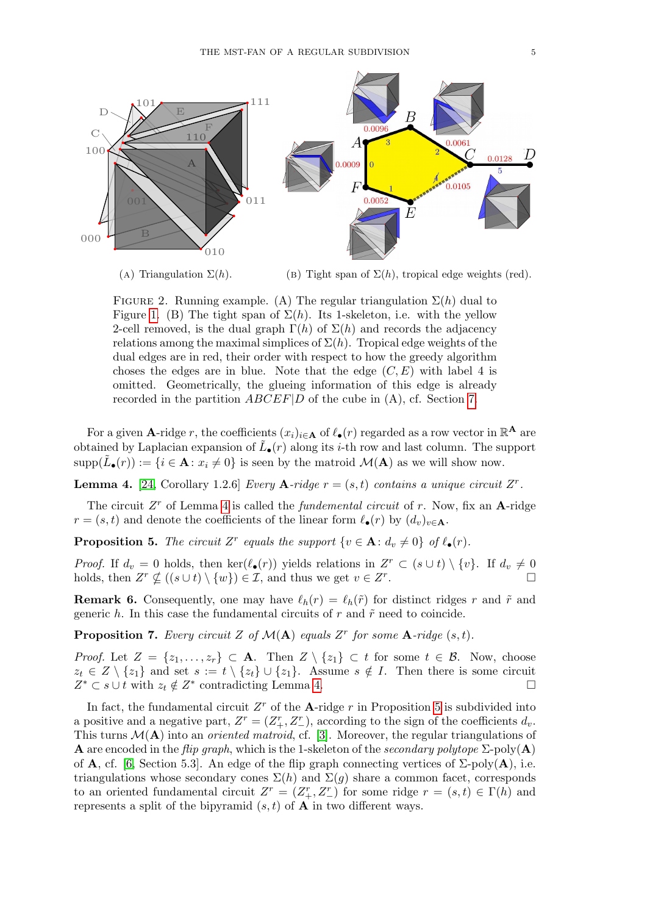(A) Triangulation $\Sigma(h)$.

(B) Tight span of $\Sigma(h)$, tropical edge weights (red).

FIGURE 2. Running example. (A) The regular triangulation $\Sigma(h)$ dual to Figure 1. (B) The tight span of $\Sigma(h)$. Its 1-skeleton, i.e. with the yellow 2-cell removed, is the dual graph $\Gamma(h)$ of $\Sigma(h)$ and records the adjacency relations among the maximal simplices of $\Sigma(h)$. Tropical edge weights of the dual edges are in red, their order with respect to how the greedy algorithm choses the edges are in blue. Note that the edge $(C, E)$ with label 4 is omitted. Geometrically, the glueing information of this edge is already recorded in the partition $ABCEF|D$ of the cube in (A), cf. Section 7.

For a given $\mathbf{A}$-ridge $r$, the coefficients $(x_i)_{i\in\mathbf{A}}$ of $\ell_\bullet(r)$ regarded as a row vector in $\mathbb{R}^\mathbf{A}$ are obtained by Laplacian expansion of $\tilde{L}_\bullet(r)$ along its $i$-th row and last column. The support $\operatorname{supp}(\tilde{L}_\bullet(r)) := \{i \in \mathbf{A} : x_i \neq 0\}$ is seen by the matroid $\mathcal{M}(\mathbf{A})$ as we will show now.

**Lemma 4.** [24, Corollary 1.2.6] *Every $\mathbf{A}$-ridge $r = (s, t)$ contains a unique circuit $Z^r$.*

The circuit $Z^r$ of Lemma 4 is called the *fundemental circuit* of $r$. Now, fix an $\mathbf{A}$-ridge $r = (s, t)$ and denote the coefficients of the linear form $\ell_\bullet(r)$ by $(d_v)_{v\in\mathbf{A}}$.

**Proposition 5.** *The circuit $Z^r$ equals the support $\{v \in \mathbf{A} : d_v \neq 0\}$ of $\ell_\bullet(r)$.*

*Proof.* If $d_v = 0$ holds, then $\ker(\ell_\bullet(r))$ yields relations in $Z^r \subset (s \cup t) \setminus \{v\}$. If $d_v \neq 0$ holds, then $Z^r \nsubseteq ((s \cup t) \setminus \{w\}) \in \mathcal{I}$, and thus we get $v \in Z^r$. □

**Remark 6.** Consequently, one may have $\ell_h(r) = \ell_h(\tilde{r})$ for distinct ridges $r$ and $\tilde{r}$ and generic $h$. In this case the fundamental circuits of $r$ and $\tilde{r}$ need to coincide.

**Proposition 7.** *Every circuit $Z$ of $\mathcal{M}(\mathbf{A})$ equals $Z^r$ for some $\mathbf{A}$-ridge $(s, t)$.*

*Proof.* Let $Z = \{z_1, \ldots, z_r\} \subset \mathbf{A}$. Then $Z \setminus \{z_1\} \subset t$ for some $t \in \mathcal{B}$. Now, choose $z_t \in Z \setminus \{z_1\}$ and set $s := t \setminus \{z_t\} \cup \{z_1\}$. Assume $s \notin I$. Then there is some circuit $Z^* \subset s \cup t$ with $z_t \notin Z^*$ contradicting Lemma 4. □

In fact, the fundamental circuit $Z^r$ of the $\mathbf{A}$-ridge $r$ in Proposition 5 is subdivided into a positive and a negative part, $Z^r = (Z^r_+, Z^r_-)$, according to the sign of the coefficients $d_v$. This turns $\mathcal{M}(\mathbf{A})$ into an *oriented matroid*, cf. [3]. Moreover, the regular triangulations of $\mathbf{A}$ are encoded in the *flip graph*, which is the 1-skeleton of the *secondary polytope* $\Sigma\text{-poly}(\mathbf{A})$ of $\mathbf{A}$, cf. [6, Section 5.3]. An edge of the flip graph connecting vertices of $\Sigma\text{-poly}(\mathbf{A})$, i.e. triangulations whose secondary cones $\Sigma(h)$ and $\Sigma(g)$ share a common facet, corresponds to an oriented fundamental circuit $Z^r = (Z^r_+, Z^r_-)$ for some ridge $r = (s, t) \in \Gamma(h)$ and represents a split of the bipyramid $(s, t)$ of $\mathbf{A}$ in two different ways.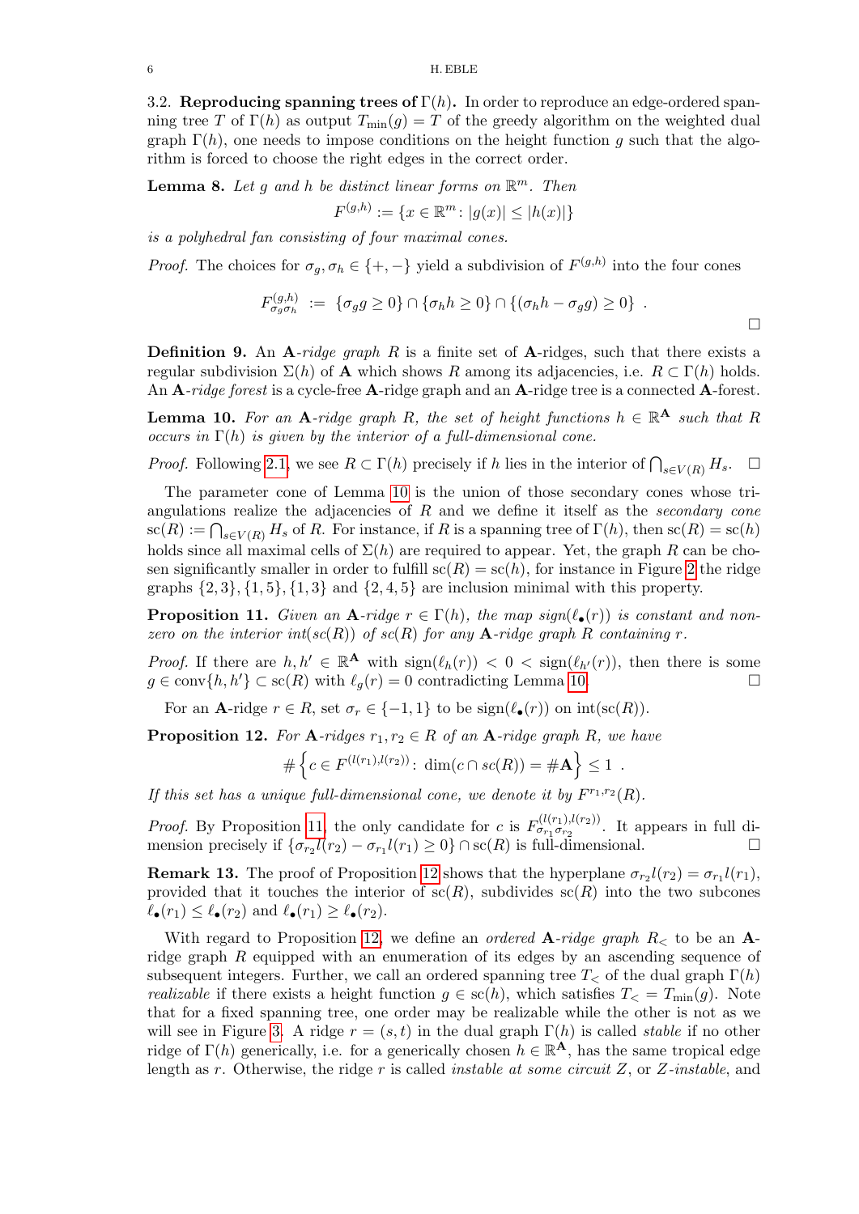3.2. **Reproducing spanning trees of** $\Gamma(h)$**.** In order to reproduce an edge-ordered spanning tree $T$ of $\Gamma(h)$ as output $T_{\min}(g) = T$ of the greedy algorithm on the weighted dual graph $\Gamma(h)$, one needs to impose conditions on the height function $g$ such that the algorithm is forced to choose the right edges in the correct order.

**Lemma 8.** *Let $g$ and $h$ be distinct linear forms on $\mathbb{R}^m$. Then*

$$F^{(g,h)} := \{x \in \mathbb{R}^m \colon |g(x)| \leq |h(x)|\}$$

*is a polyhedral fan consisting of four maximal cones.*

*Proof.* The choices for $\sigma_g, \sigma_h \in \{+,-\}$ yield a subdivision of $F^{(g,h)}$ into the four cones

$$F^{(g,h)}_{\sigma_g \sigma_h} \; := \; \{\sigma_g g \geq 0\} \cap \{\sigma_h h \geq 0\} \cap \{(\sigma_h h - \sigma_g g) \geq 0\} \; .$$

□

**Definition 9.** An $\mathbf{A}$*-ridge graph* $R$ is a finite set of $\mathbf{A}$-ridges, such that there exists a regular subdivision $\Sigma(h)$ of $\mathbf{A}$ which shows $R$ among its adjacencies, i.e. $R \subset \Gamma(h)$ holds. An $\mathbf{A}$*-ridge forest* is a cycle-free $\mathbf{A}$-ridge graph and an $\mathbf{A}$-ridge tree is a connected $\mathbf{A}$-forest.

**Lemma 10.** *For an $\mathbf{A}$-ridge graph $R$, the set of height functions $h \in \mathbb{R}^{\mathbf{A}}$ such that $R$ occurs in $\Gamma(h)$ is given by the interior of a full-dimensional cone.*

*Proof.* Following 2.1, we see $R \subset \Gamma(h)$ precisely if $h$ lies in the interior of $\bigcap_{s \in V(R)} H_s$. □

The parameter cone of Lemma 10 is the union of those secondary cones whose triangulations realize the adjacencies of $R$ and we define it itself as the *secondary cone* $\mathrm{sc}(R) := \bigcap_{s \in V(R)} H_s$ of $R$. For instance, if $R$ is a spanning tree of $\Gamma(h)$, then $\mathrm{sc}(R) = \mathrm{sc}(h)$ holds since all maximal cells of $\Sigma(h)$ are required to appear. Yet, the graph $R$ can be chosen significantly smaller in order to fulfill $\mathrm{sc}(R) = \mathrm{sc}(h)$, for instance in Figure 2 the ridge graphs $\{2,3\}, \{1,5\}, \{1,3\}$ and $\{2,4,5\}$ are inclusion minimal with this property.

**Proposition 11.** *Given an $\mathbf{A}$-ridge $r \in \Gamma(h)$, the map $sign(\ell_\bullet(r))$ is constant and nonzero on the interior $int(sc(R))$ of $sc(R)$ for any $\mathbf{A}$-ridge graph $R$ containing $r$.*

*Proof.* If there are $h, h' \in \mathbb{R}^{\mathbf{A}}$ with $\mathrm{sign}(\ell_h(r)) < 0 < \mathrm{sign}(\ell_{h'}(r))$, then there is some $g \in \mathrm{conv}\{h, h'\} \subset \mathrm{sc}(R)$ with $\ell_g(r) = 0$ contradicting Lemma 10. □

For an $\mathbf{A}$-ridge $r \in R$, set $\sigma_r \in \{-1, 1\}$ to be $\mathrm{sign}(\ell_\bullet(r))$ on $\mathrm{int}(\mathrm{sc}(R))$.

**Proposition 12.** *For $\mathbf{A}$-ridges $r_1, r_2 \in R$ of an $\mathbf{A}$-ridge graph $R$, we have*

$$\#\left\{c \in F^{(l(r_1),l(r_2))} \colon \dim(c \cap sc(R)) = \#\mathbf{A}\right\} \leq 1 \; .$$

*If this set has a unique full-dimensional cone, we denote it by $F^{r_1,r_2}(R)$.*

*Proof.* By Proposition 11, the only candidate for $c$ is $F^{(l(r_1),l(r_2))}_{\sigma_{r_1}\sigma_{r_2}}$. It appears in full dimension precisely if $\{\sigma_{r_2} l(r_2) - \sigma_{r_1} l(r_1) \geq 0\} \cap \mathrm{sc}(R)$ is full-dimensional. □

**Remark 13.** The proof of Proposition 12 shows that the hyperplane $\sigma_{r_2} l(r_2) = \sigma_{r_1} l(r_1)$, provided that it touches the interior of $\mathrm{sc}(R)$, subdivides $\mathrm{sc}(R)$ into the two subcones $\ell_\bullet(r_1) \leq \ell_\bullet(r_2)$ and $\ell_\bullet(r_1) \geq \ell_\bullet(r_2)$.

With regard to Proposition 12, we define an *ordered* $\mathbf{A}$*-ridge graph* $R_<$ to be an $\mathbf{A}$-ridge graph $R$ equipped with an enumeration of its edges by an ascending sequence of subsequent integers. Further, we call an ordered spanning tree $T_<$ of the dual graph $\Gamma(h)$ *realizable* if there exists a height function $g \in \mathrm{sc}(h)$, which satisfies $T_< = T_{\min}(g)$. Note that for a fixed spanning tree, one order may be realizable while the other is not as we will see in Figure 3. A ridge $r = (s,t)$ in the dual graph $\Gamma(h)$ is called *stable* if no other ridge of $\Gamma(h)$ generically, i.e. for a generically chosen $h \in \mathbb{R}^{\mathbf{A}}$, has the same tropical edge length as $r$. Otherwise, the ridge $r$ is called *instable at some circuit $Z$*, or *$Z$-instable*, and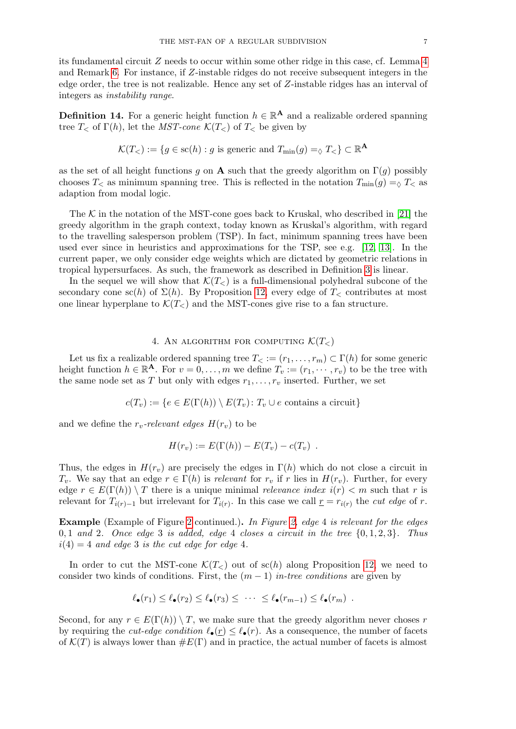its fundamental circuit $Z$ needs to occur within some other ridge in this case, cf. Lemma 4 and Remark 6. For instance, if $Z$-instable ridges do not receive subsequent integers in the edge order, the tree is not realizable. Hence any set of $Z$-instable ridges has an interval of integers as *instability range*.

**Definition 14.** For a generic height function $h \in \mathbb{R}^{\mathbf{A}}$ and a realizable ordered spanning tree $T_<$ of $\Gamma(h)$, let the *MST-cone* $\mathcal{K}(T_<)$ of $T_<$ be given by

$$\mathcal{K}(T_<) := \{g \in \mathrm{sc}(h) : g \text{ is generic and } T_{\min}(g) =_\Diamond T_<\} \subset \mathbb{R}^{\mathbf{A}}$$

as the set of all height functions $g$ on $\mathbf{A}$ such that the greedy algorithm on $\Gamma(g)$ possibly chooses $T_<$ as minimum spanning tree. This is reflected in the notation $T_{\min}(g) =_\Diamond T_<$ as adaption from modal logic.

The $\mathcal{K}$ in the notation of the MST-cone goes back to Kruskal, who described in [21] the greedy algorithm in the graph context, today known as Kruskal's algorithm, with regard to the travelling salesperson problem (TSP). In fact, minimum spanning trees have been used ever since in heuristics and approximations for the TSP, see e.g. [12, 13]. In the current paper, we only consider edge weights which are dictated by geometric relations in tropical hypersurfaces. As such, the framework as described in Definition 3 is linear.

In the sequel we will show that $\mathcal{K}(T_<)$ is a full-dimensional polyhedral subcone of the secondary cone $\mathrm{sc}(h)$ of $\Sigma(h)$. By Proposition 12, every edge of $T_<$ contributes at most one linear hyperplane to $\mathcal{K}(T_<)$ and the MST-cones give rise to a fan structure.

## 4. An algorithm for computing $\mathcal{K}(T_<)$

Let us fix a realizable ordered spanning tree $T_< := (r_1, \ldots, r_m) \subset \Gamma(h)$ for some generic height function $h \in \mathbb{R}^{\mathbf{A}}$. For $v = 0, \ldots, m$ we define $T_v := (r_1, \cdots, r_v)$ to be the tree with the same node set as $T$ but only with edges $r_1, \ldots, r_v$ inserted. Further, we set

$$c(T_v) := \{e \in E(\Gamma(h)) \setminus E(T_v) \colon T_v \cup e \text{ contains a circuit}\}$$

and we define the *$r_v$-relevant edges* $H(r_v)$ to be

$$H(r_v) := E(\Gamma(h)) - E(T_v) - c(T_v) \ .$$

Thus, the edges in $H(r_v)$ are precisely the edges in $\Gamma(h)$ which do not close a circuit in $T_v$. We say that an edge $r \in \Gamma(h)$ is *relevant* for $r_v$ if $r$ lies in $H(r_v)$. Further, for every edge $r \in E(\Gamma(h)) \setminus T$ there is a unique minimal *relevance index* $i(r) < m$ such that $r$ is relevant for $T_{i(r)-1}$ but irrelevant for $T_{i(r)}$. In this case we call $\underline{r} = r_{i(r)}$ the *cut edge* of $r$.

**Example** (Example of Figure 2 continued.)**.** *In Figure 2, edge 4 is relevant for the edges 0, 1 and 2. Once edge 3 is added, edge 4 closes a circuit in the tree $\{0, 1, 2, 3\}$. Thus $i(4) = 4$ and edge 3 is the cut edge for edge 4.*

In order to cut the MST-cone $\mathcal{K}(T_<)$ out of $\mathrm{sc}(h)$ along Proposition 12, we need to consider two kinds of conditions. First, the $(m-1)$ *in-tree conditions* are given by

$$\ell_\bullet(r_1) \le \ell_\bullet(r_2) \le \ell_\bullet(r_3) \le \ \cdots \ \le \ell_\bullet(r_{m-1}) \le \ell_\bullet(r_m) \ .$$

Second, for any $r \in E(\Gamma(h)) \setminus T$, we make sure that the greedy algorithm never choses $r$ by requiring the *cut-edge condition* $\ell_\bullet(\underline{r}) \le \ell_\bullet(r)$. As a consequence, the number of facets of $\mathcal{K}(T)$ is always lower than $\#E(\Gamma)$ and in practice, the actual number of facets is almost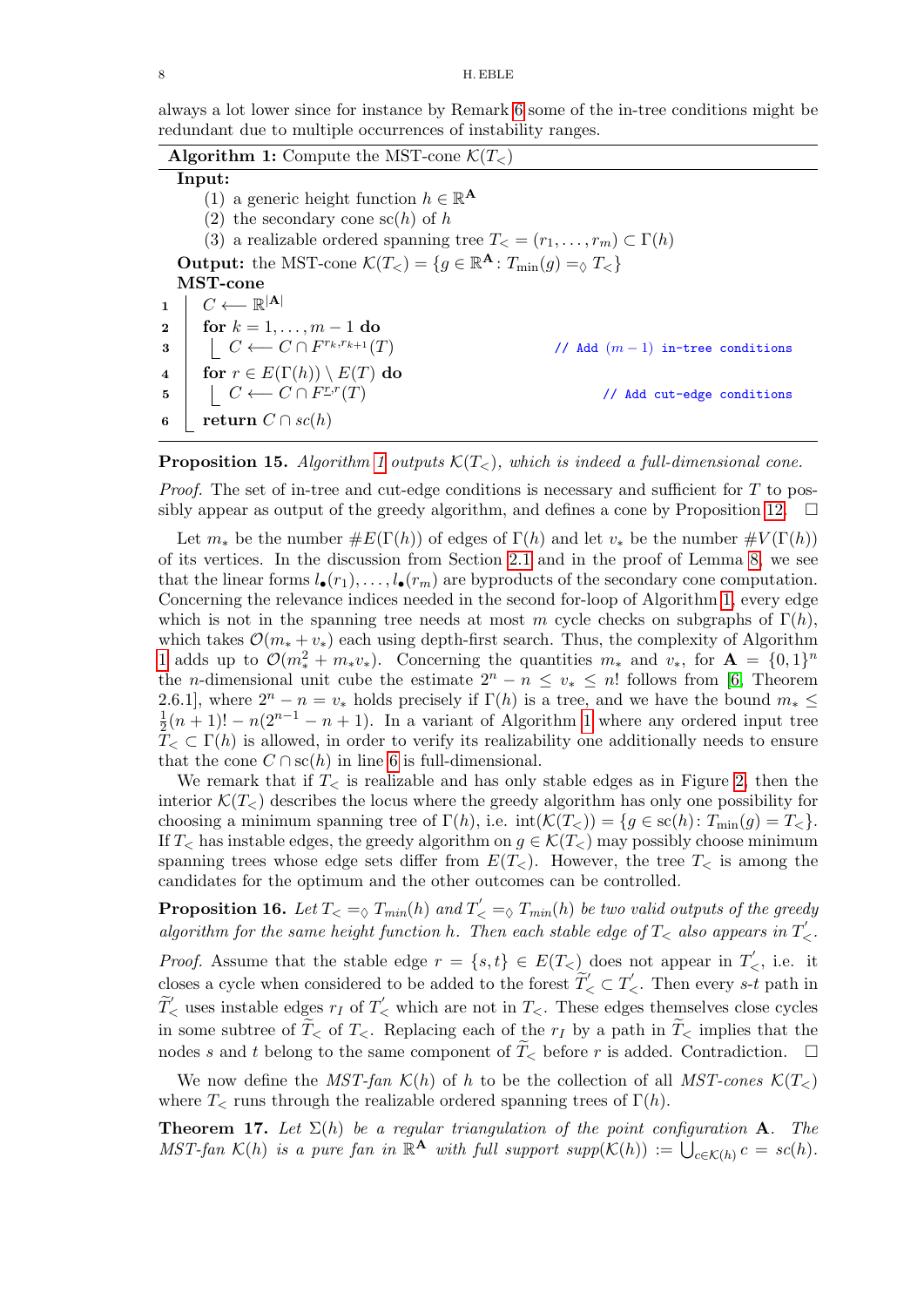always a lot lower since for instance by Remark 6 some of the in-tree conditions might be redundant due to multiple occurrences of instability ranges.

**Algorithm 1:** Compute the MST-cone $\mathcal{K}(T_<)$

```
Input:
    (1) a generic height function h ∈ ℝ^A
    (2) the secondary cone sc(h) of h
    (3) a realizable ordered spanning tree T_< = (r_1, ..., r_m) ⊂ Γ(h)
Output: the MST-cone K(T_<) = {g ∈ ℝ^A : T_min(g) =_◊ T_<}
MST-cone
1   C ⟵ ℝ^|A|
2   for k = 1, ..., m − 1 do
3       C ⟵ C ∩ F^{r_k, r_{k+1}}(T)          // Add (m − 1) in-tree conditions
4   for r ∈ E(Γ(h)) \ E(T) do
5       C ⟵ C ∩ F^{r̲, r}(T)                 // Add cut-edge conditions
6   return C ∩ sc(h)
```

**Proposition 15.** *Algorithm 1 outputs $\mathcal{K}(T_<)$, which is indeed a full-dimensional cone.*

*Proof.* The set of in-tree and cut-edge conditions is necessary and sufficient for $T$ to possibly appear as output of the greedy algorithm, and defines a cone by Proposition 12. $\square$

Let $m_*$ be the number $\#E(\Gamma(h))$ of edges of $\Gamma(h)$ and let $v_*$ be the number $\#V(\Gamma(h))$ of its vertices. In the discussion from Section 2.1 and in the proof of Lemma 8, we see that the linear forms $l_\bullet(r_1), \dots, l_\bullet(r_m)$ are byproducts of the secondary cone computation. Concerning the relevance indices needed in the second for-loop of Algorithm 1, every edge which is not in the spanning tree needs at most $m$ cycle checks on subgraphs of $\Gamma(h)$, which takes $\mathcal{O}(m_* + v_*)$ each using depth-first search. Thus, the complexity of Algorithm 1 adds up to $\mathcal{O}(m_*^2 + m_* v_*)$. Concerning the quantities $m_*$ and $v_*$, for $\mathbf{A} = \{0,1\}^n$ the $n$-dimensional unit cube the estimate $2^n - n \leq v_* \leq n!$ follows from [6, Theorem 2.6.1], where $2^n - n = v_*$ holds precisely if $\Gamma(h)$ is a tree, and we have the bound $m_* \leq \frac{1}{2}(n+1)! - n(2^{n-1} - n + 1)$. In a variant of Algorithm 1 where any ordered input tree $T_< \subset \Gamma(h)$ is allowed, in order to verify its realizability one additionally needs to ensure that the cone $C \cap \text{sc}(h)$ in line 6 is full-dimensional.

We remark that if $T_<$ is realizable and has only stable edges as in Figure 2, then the interior $\mathcal{K}(T_<)$ describes the locus where the greedy algorithm has only one possibility for choosing a minimum spanning tree of $\Gamma(h)$, i.e. $\text{int}(\mathcal{K}(T_<)) = \{g \in \text{sc}(h) : T_{\min}(g) = T_<\}$. If $T_<$ has instable edges, the greedy algorithm on $g \in \mathcal{K}(T_<)$ may possibly choose minimum spanning trees whose edge sets differ from $E(T_<)$. However, the tree $T_<$ is among the candidates for the optimum and the other outcomes can be controlled.

**Proposition 16.** *Let $T_< =_\Diamond T_{min}(h)$ and $T'_< =_\Diamond T_{min}(h)$ be two valid outputs of the greedy algorithm for the same height function $h$. Then each stable edge of $T_<$ also appears in $T'_<$.*

*Proof.* Assume that the stable edge $r = \{s,t\} \in E(T_<)$ does not appear in $T'_<$, i.e. it closes a cycle when considered to be added to the forest $\widetilde{T}'_< \subset T'_<$. Then every $s$-$t$ path in $\widetilde{T}'_<$ uses instable edges $r_I$ of $T'_<$ which are not in $T_<$. These edges themselves close cycles in some subtree of $\widetilde{T}_<$ of $T_<$. Replacing each of the $r_I$ by a path in $\widetilde{T}_<$ implies that the nodes $s$ and $t$ belong to the same component of $\widetilde{T}_<$ before $r$ is added. Contradiction. $\square$

We now define the *MST-fan* $\mathcal{K}(h)$ of $h$ to be the collection of all *MST-cones* $\mathcal{K}(T_<)$ where $T_<$ runs through the realizable ordered spanning trees of $\Gamma(h)$.

**Theorem 17.** *Let $\Sigma(h)$ be a regular triangulation of the point configuration $\mathbf{A}$. The MST-fan $\mathcal{K}(h)$ is a pure fan in $\mathbb{R}^{\mathbf{A}}$ with full support $supp(\mathcal{K}(h)) := \bigcup_{c \in \mathcal{K}(h)} c = sc(h)$.*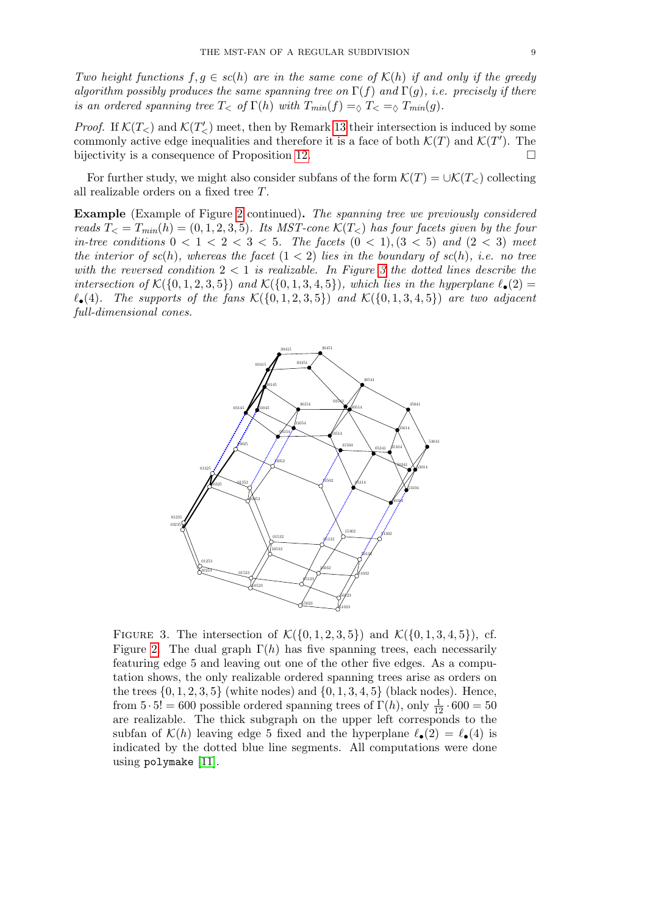*Two height functions $f, g \in sc(h)$ are in the same cone of $\mathcal{K}(h)$ if and only if the greedy algorithm possibly produces the same spanning tree on $\Gamma(f)$ and $\Gamma(g)$, i.e. precisely if there is an ordered spanning tree $T_<$ of $\Gamma(h)$ with $T_{min}(f) =_\lozenge T_< =_\lozenge T_{min}(g)$.*

*Proof.* If $\mathcal{K}(T_<)$ and $\mathcal{K}(T'_<)$ meet, then by Remark 13 their intersection is induced by some commonly active edge inequalities and therefore it is a face of both $\mathcal{K}(T)$ and $\mathcal{K}(T')$. The bijectivity is a consequence of Proposition 12. □

For further study, we might also consider subfans of the form $\mathcal{K}(T) = \cup \mathcal{K}(T_<)$ collecting all realizable orders on a fixed tree $T$.

**Example** (Example of Figure 2 continued)**.** *The spanning tree we previously considered reads $T_< = T_{min}(h) = (0, 1, 2, 3, 5)$. Its MST-cone $\mathcal{K}(T_<)$ has four facets given by the four in-tree conditions $0 < 1 < 2 < 3 < 5$. The facets $(0 < 1), (3 < 5)$ and $(2 < 3)$ meet the interior of $sc(h)$, whereas the facet $(1 < 2)$ lies in the boundary of $sc(h)$, i.e. no tree with the reversed condition $2 < 1$ is realizable. In Figure 3 the dotted lines describe the intersection of $\mathcal{K}(\{0, 1, 2, 3, 5\})$ and $\mathcal{K}(\{0, 1, 3, 4, 5\})$, which lies in the hyperplane $\ell_\bullet(2) = \ell_\bullet(4)$. The supports of the fans $\mathcal{K}(\{0, 1, 2, 3, 5\})$ and $\mathcal{K}(\{0, 1, 3, 4, 5\})$ are two adjacent full-dimensional cones.*

FIGURE 3. The intersection of $\mathcal{K}(\{0, 1, 2, 3, 5\})$ and $\mathcal{K}(\{0, 1, 3, 4, 5\})$, cf. Figure 2. The dual graph $\Gamma(h)$ has five spanning trees, each necessarily featuring edge 5 and leaving out one of the other five edges. As a computation shows, the only realizable ordered spanning trees arise as orders on the trees $\{0, 1, 2, 3, 5\}$ (white nodes) and $\{0, 1, 3, 4, 5\}$ (black nodes). Hence, from $5 \cdot 5! = 600$ possible ordered spanning trees of $\Gamma(h)$, only $\frac{1}{12} \cdot 600 = 50$ are realizable. The thick subgraph on the upper left corresponds to the subfan of $\mathcal{K}(h)$ leaving edge 5 fixed and the hyperplane $\ell_\bullet(2) = \ell_\bullet(4)$ is indicated by the dotted blue line segments. All computations were done using `polymake` [11].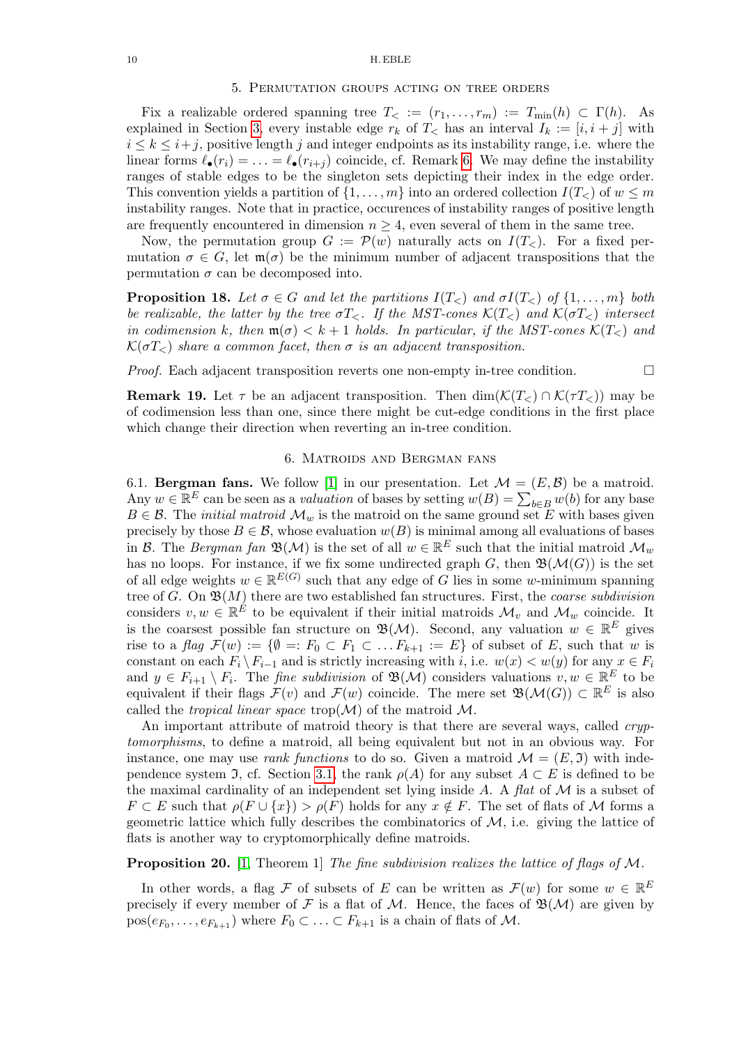## 5. Permutation groups acting on tree orders

Fix a realizable ordered spanning tree $T_< := (r_1, \ldots, r_m) := T_{\min}(h) \subset \Gamma(h)$. As explained in Section 3, every instable edge $r_k$ of $T_<$ has an interval $I_k := [i, i+j]$ with $i \leq k \leq i+j$, positive length $j$ and integer endpoints as its instability range, i.e. where the linear forms $\ell_\bullet(r_i) = \ldots = \ell_\bullet(r_{i+j})$ coincide, cf. Remark 6. We may define the instability ranges of stable edges to be the singleton sets depicting their index in the edge order. This convention yields a partition of $\{1, \ldots, m\}$ into an ordered collection $I(T_<)$ of $w \leq m$ instability ranges. Note that in practice, occurences of instability ranges of positive length are frequently encountered in dimension $n \geq 4$, even several of them in the same tree.

Now, the permutation group $G := \mathcal{P}(w)$ naturally acts on $I(T_<)$. For a fixed permutation $\sigma \in G$, let $\mathfrak{m}(\sigma)$ be the minimum number of adjacent transpositions that the permutation $\sigma$ can be decomposed into.

**Proposition 18.** *Let $\sigma \in G$ and let the partitions $I(T_<)$ and $\sigma I(T_<)$ of $\{1, \ldots, m\}$ both be realizable, the latter by the tree $\sigma T_<$. If the MST-cones $\mathcal{K}(T_<)$ and $\mathcal{K}(\sigma T_<)$ intersect in codimension $k$, then $\mathfrak{m}(\sigma) < k+1$ holds. In particular, if the MST-cones $\mathcal{K}(T_<)$ and $\mathcal{K}(\sigma T_<)$ share a common facet, then $\sigma$ is an adjacent transposition.*

*Proof.* Each adjacent transposition reverts one non-empty in-tree condition. $\square$

**Remark 19.** Let $\tau$ be an adjacent transposition. Then $\dim(\mathcal{K}(T_<) \cap \mathcal{K}(\tau T_<))$ may be of codimension less than one, since there might be cut-edge conditions in the first place which change their direction when reverting an in-tree condition.

## 6. Matroids and Bergman fans

**6.1. Bergman fans.** We follow [1] in our presentation. Let $\mathcal{M} = (E, \mathcal{B})$ be a matroid. Any $w \in \mathbb{R}^E$ can be seen as a *valuation* of bases by setting $w(B) = \sum_{b \in B} w(b)$ for any base $B \in \mathcal{B}$. The *initial matroid* $\mathcal{M}_w$ is the matroid on the same ground set $E$ with bases given precisely by those $B \in \mathcal{B}$, whose evaluation $w(B)$ is minimal among all evaluations of bases in $\mathcal{B}$. The *Bergman fan* $\mathfrak{B}(\mathcal{M})$ is the set of all $w \in \mathbb{R}^E$ such that the initial matroid $\mathcal{M}_w$ has no loops. For instance, if we fix some undirected graph $G$, then $\mathfrak{B}(\mathcal{M}(G))$ is the set of all edge weights $w \in \mathbb{R}^{E(G)}$ such that any edge of $G$ lies in some $w$-minimum spanning tree of $G$. On $\mathfrak{B}(M)$ there are two established fan structures. First, the *coarse subdivision* considers $v, w \in \mathbb{R}^E$ to be equivalent if their initial matroids $\mathcal{M}_v$ and $\mathcal{M}_w$ coincide. It is the coarsest possible fan structure on $\mathfrak{B}(\mathcal{M})$. Second, any valuation $w \in \mathbb{R}^E$ gives rise to a *flag* $\mathcal{F}(w) := \{\emptyset =: F_0 \subset F_1 \subset \ldots F_{k+1} := E\}$ of subset of $E$, such that $w$ is constant on each $F_i \setminus F_{i-1}$ and is strictly increasing with $i$, i.e. $w(x) < w(y)$ for any $x \in F_i$ and $y \in F_{i+1} \setminus F_i$. The *fine subdivision* of $\mathfrak{B}(\mathcal{M})$ considers valuations $v, w \in \mathbb{R}^E$ to be equivalent if their flags $\mathcal{F}(v)$ and $\mathcal{F}(w)$ coincide. The mere set $\mathfrak{B}(\mathcal{M}(G)) \subset \mathbb{R}^E$ is also called the *tropical linear space* $\operatorname{trop}(\mathcal{M})$ of the matroid $\mathcal{M}$.

An important attribute of matroid theory is that there are several ways, called *cryptomorphisms*, to define a matroid, all being equivalent but not in an obvious way. For instance, one may use *rank functions* to do so. Given a matroid $\mathcal{M} = (E, \mathfrak{I})$ with independence system $\mathfrak{I}$, cf. Section 3.1, the rank $\rho(A)$ for any subset $A \subset E$ is defined to be the maximal cardinality of an independent set lying inside $A$. A *flat* of $\mathcal{M}$ is a subset of $F \subset E$ such that $\rho(F \cup \{x\}) > \rho(F)$ holds for any $x \notin F$. The set of flats of $\mathcal{M}$ forms a geometric lattice which fully describes the combinatorics of $\mathcal{M}$, i.e. giving the lattice of flats is another way to cryptomorphically define matroids.

**Proposition 20.** [1, Theorem 1] *The fine subdivision realizes the lattice of flags of $\mathcal{M}$.*

In other words, a flag $\mathcal{F}$ of subsets of $E$ can be written as $\mathcal{F}(w)$ for some $w \in \mathbb{R}^E$ precisely if every member of $\mathcal{F}$ is a flat of $\mathcal{M}$. Hence, the faces of $\mathfrak{B}(\mathcal{M})$ are given by $\operatorname{pos}(e_{F_0}, \ldots, e_{F_{k+1}})$ where $F_0 \subset \ldots \subset F_{k+1}$ is a chain of flats of $\mathcal{M}$.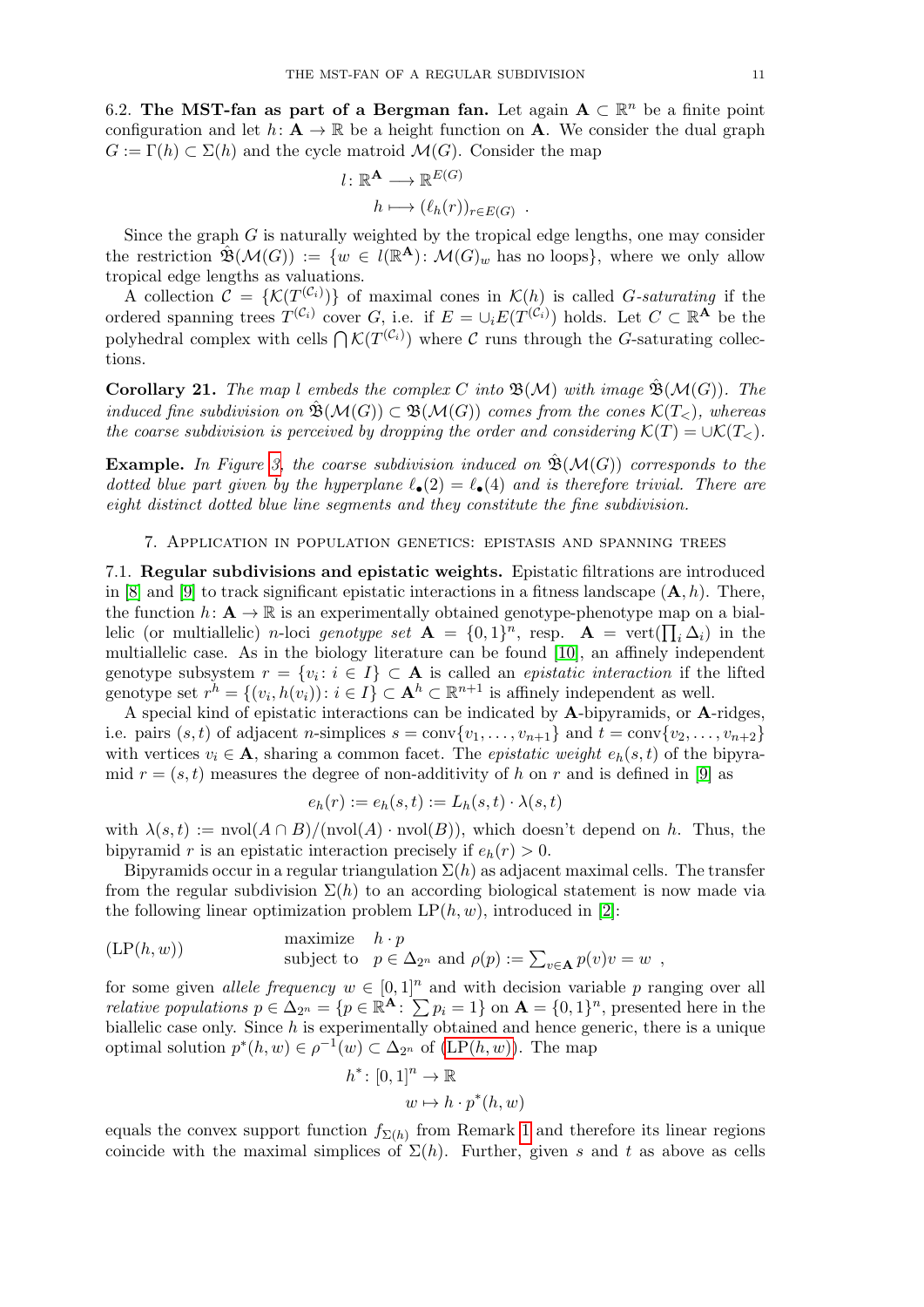6.2. **The MST-fan as part of a Bergman fan.** Let again $\mathbf{A} \subset \mathbb{R}^n$ be a finite point configuration and let $h\colon \mathbf{A} \to \mathbb{R}$ be a height function on $\mathbf{A}$. We consider the dual graph $G := \Gamma(h) \subset \Sigma(h)$ and the cycle matroid $\mathcal{M}(G)$. Consider the map

$$
\begin{aligned}
l\colon \mathbb{R}^{\mathbf{A}} &\longrightarrow \mathbb{R}^{E(G)} \\
h &\longmapsto (\ell_h(r))_{r \in E(G)} \ .
\end{aligned}
$$

Since the graph $G$ is naturally weighted by the tropical edge lengths, one may consider the restriction $\hat{\mathfrak{B}}(\mathcal{M}(G)) := \{w \in l(\mathbb{R}^{\mathbf{A}})\colon \mathcal{M}(G)_w \text{ has no loops}\}$, where we only allow tropical edge lengths as valuations.

A collection $\mathcal{C} = \{\mathcal{K}(T^{(\mathcal{C}_i)})\}$ of maximal cones in $\mathcal{K}(h)$ is called *$G$-saturating* if the ordered spanning trees $T^{(\mathcal{C}_i)}$ cover $G$, i.e. if $E = \cup_i E(T^{(\mathcal{C}_i)})$ holds. Let $C \subset \mathbb{R}^{\mathbf{A}}$ be the polyhedral complex with cells $\bigcap \mathcal{K}(T^{(\mathcal{C}_i)})$ where $\mathcal{C}$ runs through the $G$-saturating collections.

**Corollary 21.** *The map $l$ embeds the complex $C$ into $\mathfrak{B}(\mathcal{M})$ with image $\hat{\mathfrak{B}}(\mathcal{M}(G))$. The induced fine subdivision on $\hat{\mathfrak{B}}(\mathcal{M}(G)) \subset \mathfrak{B}(\mathcal{M}(G))$ comes from the cones $\mathcal{K}(T_<)$, whereas the coarse subdivision is perceived by dropping the order and considering $\mathcal{K}(T) = \cup \mathcal{K}(T_<)$.*

**Example.** *In Figure 3, the coarse subdivision induced on $\hat{\mathfrak{B}}(\mathcal{M}(G))$ corresponds to the dotted blue part given by the hyperplane $\ell_\bullet(2) = \ell_\bullet(4)$ and is therefore trivial. There are eight distinct dotted blue line segments and they constitute the fine subdivision.*

## 7. Application in population genetics: epistasis and spanning trees

7.1. **Regular subdivisions and epistatic weights.** Epistatic filtrations are introduced in [8] and [9] to track significant epistatic interactions in a fitness landscape $(\mathbf{A}, h)$. There, the function $h\colon \mathbf{A} \to \mathbb{R}$ is an experimentally obtained genotype-phenotype map on a biallelic (or multiallelic) $n$-loci *genotype set* $\mathbf{A} = \{0,1\}^n$, resp. $\mathbf{A} = \operatorname{vert}(\prod_i \Delta_i)$ in the multiallelic case. As in the biology literature can be found [10], an affinely independent genotype subsystem $r = \{v_i \colon i \in I\} \subset \mathbf{A}$ is called an *epistatic interaction* if the lifted genotype set $r^h = \{(v_i, h(v_i)) \colon i \in I\} \subset \mathbf{A}^h \subset \mathbb{R}^{n+1}$ is affinely independent as well.

A special kind of epistatic interactions can be indicated by $\mathbf{A}$-bipyramids, or $\mathbf{A}$-ridges, i.e. pairs $(s,t)$ of adjacent $n$-simplices $s = \operatorname{conv}\{v_1, \ldots, v_{n+1}\}$ and $t = \operatorname{conv}\{v_2, \ldots, v_{n+2}\}$ with vertices $v_i \in \mathbf{A}$, sharing a common facet. The *epistatic weight* $e_h(s,t)$ of the bipyramid $r = (s,t)$ measures the degree of non-additivity of $h$ on $r$ and is defined in [9] as

$$
e_h(r) := e_h(s,t) := L_h(s,t) \cdot \lambda(s,t)
$$

with $\lambda(s,t) := \operatorname{nvol}(A \cap B)/(\operatorname{nvol}(A) \cdot \operatorname{nvol}(B))$, which doesn't depend on $h$. Thus, the bipyramid $r$ is an epistatic interaction precisely if $e_h(r) > 0$.

Bipyramids occur in a regular triangulation $\Sigma(h)$ as adjacent maximal cells. The transfer from the regular subdivision $\Sigma(h)$ to an according biological statement is now made via the following linear optimization problem $\mathrm{LP}(h,w)$, introduced in [2]:

$$
(\mathrm{LP}(h,w)) \qquad \begin{array}{ll} \text{maximize} & h \cdot p \\ \text{subject to} & p \in \Delta_{2^n} \text{ and } \rho(p) := \sum_{v \in \mathbf{A}} p(v) v = w \ , \end{array}
$$

for some given *allele frequency* $w \in [0,1]^n$ and with decision variable $p$ ranging over all *relative populations* $p \in \Delta_{2^n} = \{p \in \mathbb{R}^{\mathbf{A}} \colon \sum p_i = 1\}$ on $\mathbf{A} = \{0,1\}^n$, presented here in the biallelic case only. Since $h$ is experimentally obtained and hence generic, there is a unique optimal solution $p^*(h,w) \in \rho^{-1}(w) \subset \Delta_{2^n}$ of (LP($h,w$)). The map

$$
\begin{aligned}
h^* \colon [0,1]^n &\to \mathbb{R} \\
w &\mapsto h \cdot p^*(h,w)
\end{aligned}
$$

equals the convex support function $f_{\Sigma(h)}$ from Remark 1 and therefore its linear regions coincide with the maximal simplices of $\Sigma(h)$. Further, given $s$ and $t$ as above as cells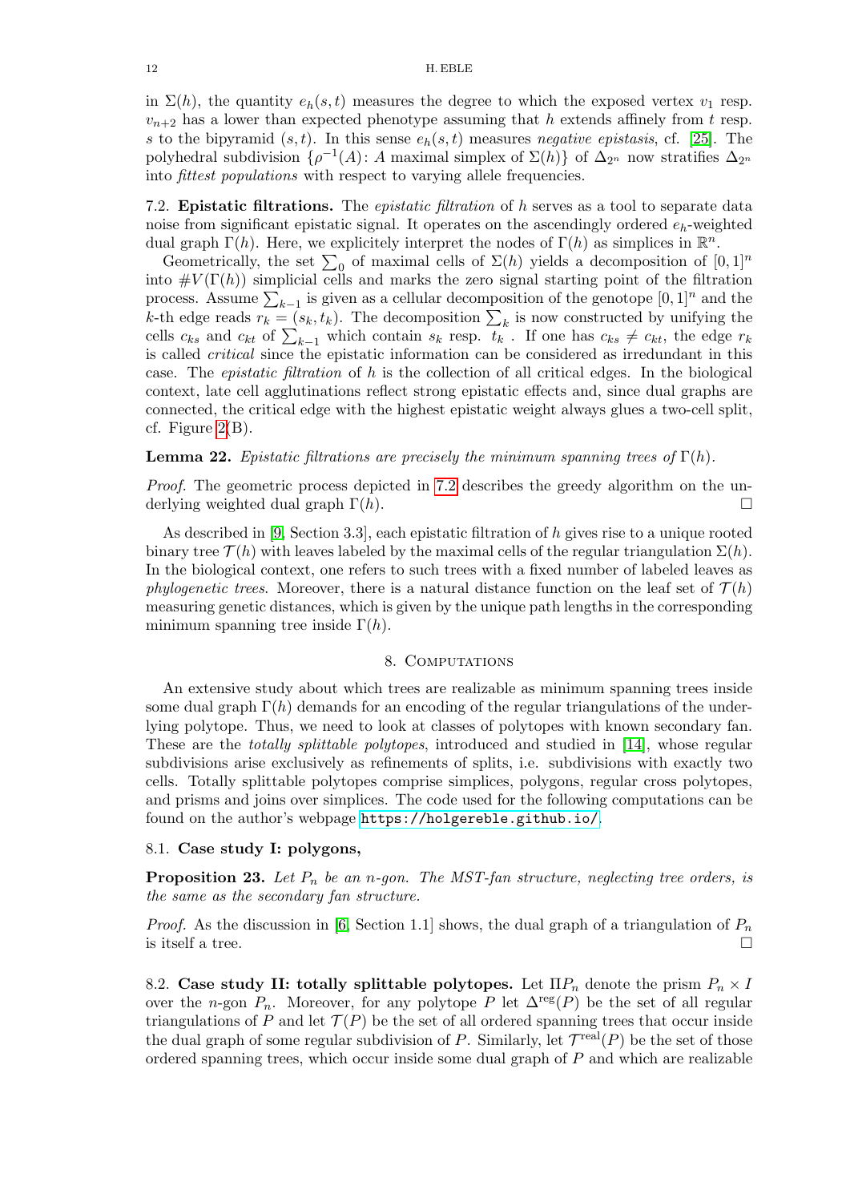in $\Sigma(h)$, the quantity $e_h(s,t)$ measures the degree to which the exposed vertex $v_1$ resp. $v_{n+2}$ has a lower than expected phenotype assuming that $h$ extends affinely from $t$ resp. $s$ to the bipyramid $(s,t)$. In this sense $e_h(s,t)$ measures *negative epistasis*, cf. [25]. The polyhedral subdivision $\{\rho^{-1}(A)\colon A \text{ maximal simplex of } \Sigma(h)\}$ of $\Delta_{2^n}$ now stratifies $\Delta_{2^n}$ into *fittest populations* with respect to varying allele frequencies.

7.2. **Epistatic filtrations.** The *epistatic filtration* of $h$ serves as a tool to separate data noise from significant epistatic signal. It operates on the ascendingly ordered $e_h$-weighted dual graph $\Gamma(h)$. Here, we explicitely interpret the nodes of $\Gamma(h)$ as simplices in $\mathbb{R}^n$.

Geometrically, the set $\sum_0$ of maximal cells of $\Sigma(h)$ yields a decomposition of $[0,1]^n$ into $\#V(\Gamma(h))$ simplicial cells and marks the zero signal starting point of the filtration process. Assume $\sum_{k-1}$ is given as a cellular decomposition of the genotope $[0,1]^n$ and the $k$-th edge reads $r_k = (s_k, t_k)$. The decomposition $\sum_k$ is now constructed by unifying the cells $c_{ks}$ and $c_{kt}$ of $\sum_{k-1}$ which contain $s_k$ resp. $t_k$ . If one has $c_{ks} \neq c_{kt}$, the edge $r_k$ is called *critical* since the epistatic information can be considered as irredundant in this case. The *epistatic filtration* of $h$ is the collection of all critical edges. In the biological context, late cell agglutinations reflect strong epistatic effects and, since dual graphs are connected, the critical edge with the highest epistatic weight always glues a two-cell split, cf. Figure 2(B).

**Lemma 22.** *Epistatic filtrations are precisely the minimum spanning trees of $\Gamma(h)$.*

*Proof.* The geometric process depicted in 7.2 describes the greedy algorithm on the underlying weighted dual graph $\Gamma(h)$. □

As described in [9, Section 3.3], each epistatic filtration of $h$ gives rise to a unique rooted binary tree $\mathcal{T}(h)$ with leaves labeled by the maximal cells of the regular triangulation $\Sigma(h)$. In the biological context, one refers to such trees with a fixed number of labeled leaves as *phylogenetic trees*. Moreover, there is a natural distance function on the leaf set of $\mathcal{T}(h)$ measuring genetic distances, which is given by the unique path lengths in the corresponding minimum spanning tree inside $\Gamma(h)$.

## 8. Computations

An extensive study about which trees are realizable as minimum spanning trees inside some dual graph $\Gamma(h)$ demands for an encoding of the regular triangulations of the underlying polytope. Thus, we need to look at classes of polytopes with known secondary fan. These are the *totally splittable polytopes*, introduced and studied in [14], whose regular subdivisions arise exclusively as refinements of splits, i.e. subdivisions with exactly two cells. Totally splittable polytopes comprise simplices, polygons, regular cross polytopes, and prisms and joins over simplices. The code used for the following computations can be found on the author's webpage https://holgereble.github.io/.

8.1. **Case study I: polygons,**

**Proposition 23.** *Let $P_n$ be an $n$-gon. The MST-fan structure, neglecting tree orders, is the same as the secondary fan structure.*

*Proof.* As the discussion in [6, Section 1.1] shows, the dual graph of a triangulation of $P_n$ is itself a tree. □

8.2. **Case study II: totally splittable polytopes.** Let $\Pi P_n$ denote the prism $P_n \times I$ over the $n$-gon $P_n$. Moreover, for any polytope $P$ let $\Delta^{\text{reg}}(P)$ be the set of all regular triangulations of $P$ and let $\mathcal{T}(P)$ be the set of all ordered spanning trees that occur inside the dual graph of some regular subdivision of $P$. Similarly, let $\mathcal{T}^{\text{real}}(P)$ be the set of those ordered spanning trees, which occur inside some dual graph of $P$ and which are realizable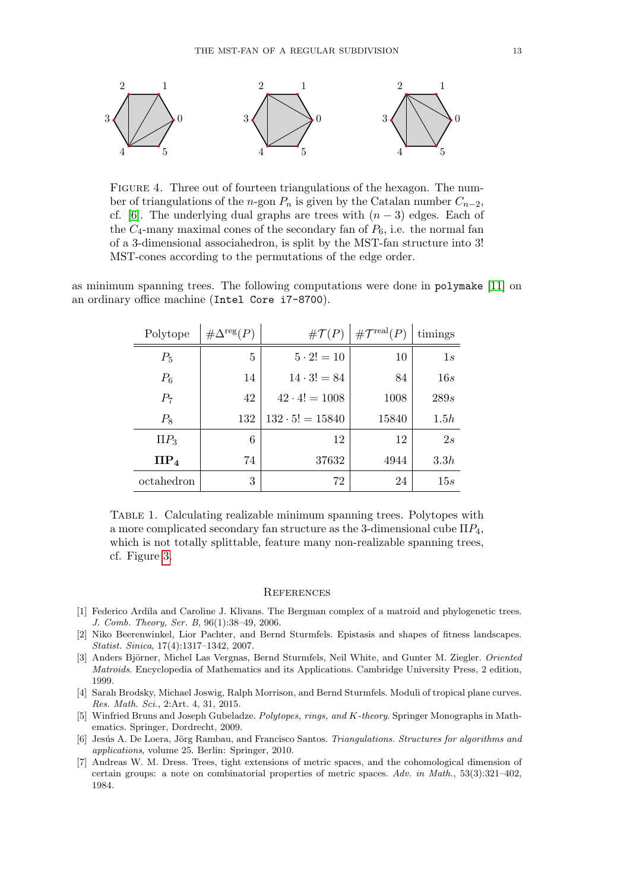FIGURE 4. Three out of fourteen triangulations of the hexagon. The number of triangulations of the $n$-gon $P_n$ is given by the Catalan number $C_{n-2}$, cf. [6]. The underlying dual graphs are trees with $(n-3)$ edges. Each of the $C_4$-many maximal cones of the secondary fan of $P_6$, i.e. the normal fan of a 3-dimensional associahedron, is split by the MST-fan structure into 3! MST-cones according to the permutations of the edge order.

as minimum spanning trees. The following computations were done in `polymake` [11] on an ordinary office machine (`Intel Core i7-8700`).

| Polytope | $\#\Delta^{\text{reg}}(P)$ | $\#\mathcal{T}(P)$ | $\#\mathcal{T}^{\text{real}}(P)$ | timings |
|---|---|---|---|---|
| $P_5$ | 5 | $5 \cdot 2! = 10$ | 10 | $1s$ |
| $P_6$ | 14 | $14 \cdot 3! = 84$ | 84 | $16s$ |
| $P_7$ | 42 | $42 \cdot 4! = 1008$ | 1008 | $289s$ |
| $P_8$ | 132 | $132 \cdot 5! = 15840$ | 15840 | $1.5h$ |
| $\Pi P_3$ | 6 | 12 | 12 | $2s$ |
| $\mathbf{\Pi P_4}$ | 74 | 37632 | 4944 | $3.3h$ |
| octahedron | 3 | 72 | 24 | $15s$ |

TABLE 1. Calculating realizable minimum spanning trees. Polytopes with a more complicated secondary fan structure as the 3-dimensional cube $\Pi P_4$, which is not totally splittable, feature many non-realizable spanning trees, cf. Figure 3.

## REFERENCES

[1] Federico Ardila and Caroline J. Klivans. The Bergman complex of a matroid and phylogenetic trees. *J. Comb. Theory, Ser. B*, 96(1):38–49, 2006.

[2] Niko Beerenwinkel, Lior Pachter, and Bernd Sturmfels. Epistasis and shapes of fitness landscapes. *Statist. Sinica*, 17(4):1317–1342, 2007.

[3] Anders Björner, Michel Las Vergnas, Bernd Sturmfels, Neil White, and Gunter M. Ziegler. *Oriented Matroids*. Encyclopedia of Mathematics and its Applications. Cambridge University Press, 2 edition, 1999.

[4] Sarah Brodsky, Michael Joswig, Ralph Morrison, and Bernd Sturmfels. Moduli of tropical plane curves. *Res. Math. Sci.*, 2:Art. 4, 31, 2015.

[5] Winfried Bruns and Joseph Gubeladze. *Polytopes, rings, and K-theory*. Springer Monographs in Mathematics. Springer, Dordrecht, 2009.

[6] Jesús A. De Loera, Jörg Rambau, and Francisco Santos. *Triangulations. Structures for algorithms and applications*, volume 25. Berlin: Springer, 2010.

[7] Andreas W. M. Dress. Trees, tight extensions of metric spaces, and the cohomological dimension of certain groups: a note on combinatorial properties of metric spaces. *Adv. in Math.*, 53(3):321–402, 1984.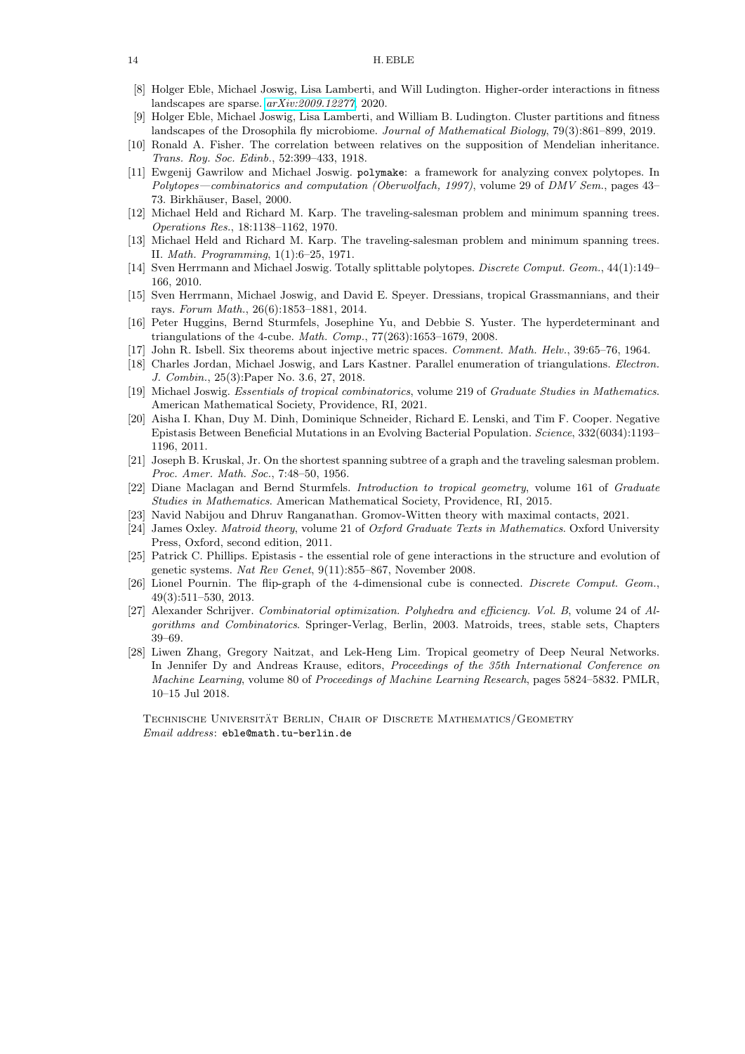[8] Holger Eble, Michael Joswig, Lisa Lamberti, and Will Ludington. Higher-order interactions in fitness landscapes are sparse. *arXiv:2009.12277*, 2020.

[9] Holger Eble, Michael Joswig, Lisa Lamberti, and William B. Ludington. Cluster partitions and fitness landscapes of the Drosophila fly microbiome. *Journal of Mathematical Biology*, 79(3):861–899, 2019.

[10] Ronald A. Fisher. The correlation between relatives on the supposition of Mendelian inheritance. *Trans. Roy. Soc. Edinb.*, 52:399–433, 1918.

[11] Ewgenij Gawrilow and Michael Joswig. `polymake`: a framework for analyzing convex polytopes. In *Polytopes—combinatorics and computation (Oberwolfach, 1997)*, volume 29 of *DMV Sem.*, pages 43–73. Birkhäuser, Basel, 2000.

[12] Michael Held and Richard M. Karp. The traveling-salesman problem and minimum spanning trees. *Operations Res.*, 18:1138–1162, 1970.

[13] Michael Held and Richard M. Karp. The traveling-salesman problem and minimum spanning trees. II. *Math. Programming*, 1(1):6–25, 1971.

[14] Sven Herrmann and Michael Joswig. Totally splittable polytopes. *Discrete Comput. Geom.*, 44(1):149–166, 2010.

[15] Sven Herrmann, Michael Joswig, and David E. Speyer. Dressians, tropical Grassmannians, and their rays. *Forum Math.*, 26(6):1853–1881, 2014.

[16] Peter Huggins, Bernd Sturmfels, Josephine Yu, and Debbie S. Yuster. The hyperdeterminant and triangulations of the 4-cube. *Math. Comp.*, 77(263):1653–1679, 2008.

[17] John R. Isbell. Six theorems about injective metric spaces. *Comment. Math. Helv.*, 39:65–76, 1964.

[18] Charles Jordan, Michael Joswig, and Lars Kastner. Parallel enumeration of triangulations. *Electron. J. Combin.*, 25(3):Paper No. 3.6, 27, 2018.

[19] Michael Joswig. *Essentials of tropical combinatorics*, volume 219 of *Graduate Studies in Mathematics*. American Mathematical Society, Providence, RI, 2021.

[20] Aisha I. Khan, Duy M. Dinh, Dominique Schneider, Richard E. Lenski, and Tim F. Cooper. Negative Epistasis Between Beneficial Mutations in an Evolving Bacterial Population. *Science*, 332(6034):1193–1196, 2011.

[21] Joseph B. Kruskal, Jr. On the shortest spanning subtree of a graph and the traveling salesman problem. *Proc. Amer. Math. Soc.*, 7:48–50, 1956.

[22] Diane Maclagan and Bernd Sturmfels. *Introduction to tropical geometry*, volume 161 of *Graduate Studies in Mathematics*. American Mathematical Society, Providence, RI, 2015.

[23] Navid Nabijou and Dhruv Ranganathan. Gromov-Witten theory with maximal contacts, 2021.

[24] James Oxley. *Matroid theory*, volume 21 of *Oxford Graduate Texts in Mathematics*. Oxford University Press, Oxford, second edition, 2011.

[25] Patrick C. Phillips. Epistasis - the essential role of gene interactions in the structure and evolution of genetic systems. *Nat Rev Genet*, 9(11):855–867, November 2008.

[26] Lionel Pournin. The flip-graph of the 4-dimensional cube is connected. *Discrete Comput. Geom.*, 49(3):511–530, 2013.

[27] Alexander Schrijver. *Combinatorial optimization. Polyhedra and efficiency. Vol. B*, volume 24 of *Algorithms and Combinatorics*. Springer-Verlag, Berlin, 2003. Matroids, trees, stable sets, Chapters 39–69.

[28] Liwen Zhang, Gregory Naitzat, and Lek-Heng Lim. Tropical geometry of Deep Neural Networks. In Jennifer Dy and Andreas Krause, editors, *Proceedings of the 35th International Conference on Machine Learning*, volume 80 of *Proceedings of Machine Learning Research*, pages 5824–5832. PMLR, 10–15 Jul 2018.

Technische Universität Berlin, Chair of Discrete Mathematics/Geometry
*Email address*: `eble@math.tu-berlin.de`